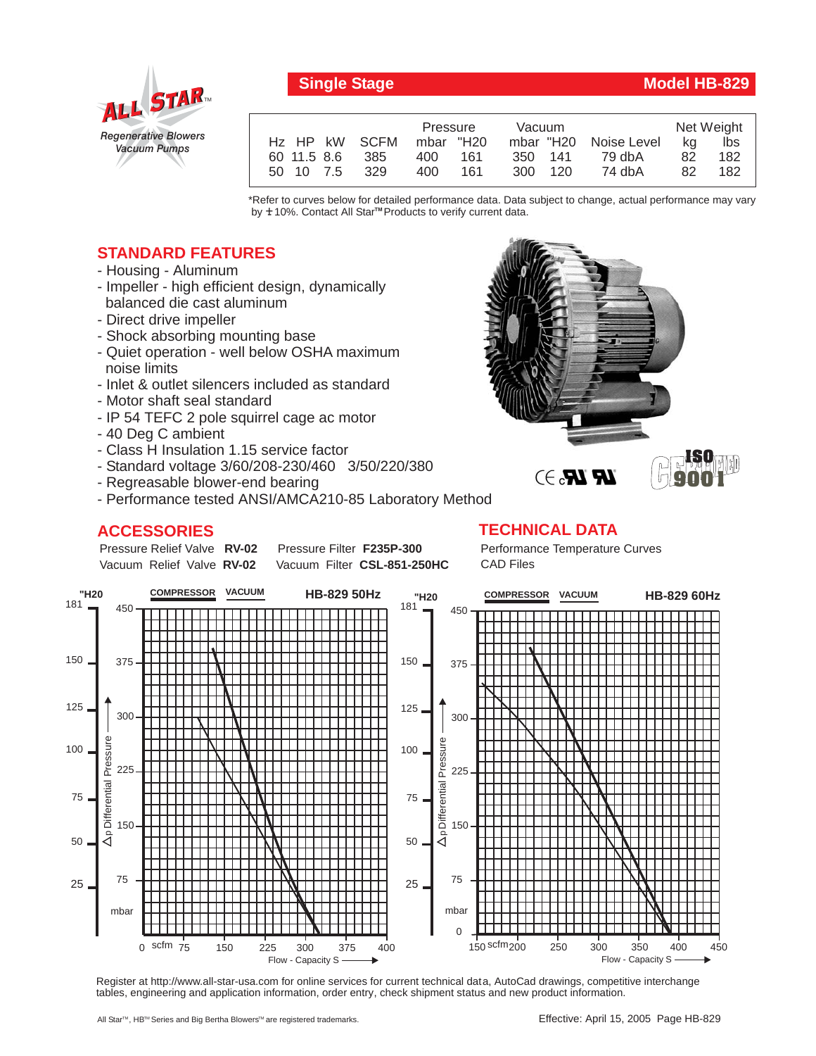ALL STAR™

*Regenerative Blowers Vacuum Pumps*

## Single Stage — Model HB-829

| Hz | HP | kW | SCFM | Pressure mbar | Pressure "H20 | Vacuum mbar | Vacuum "H20 | Noise Level | Net Weight kg | Net Weight lbs |
|---|---|---|---|---|---|---|---|---|---|---|
| 60 | 11.5 | 8.6 | 385 | 400 | 161 | 350 | 141 | 79 dbA | 82 | 182 |
| 50 | 10 | 7.5 | 329 | 400 | 161 | 300 | 120 | 74 dbA | 82 | 182 |

*Refer to curves below for detailed performance data. Data subject to change, actual performance may vary by ± 10%. Contact All Star™ Products to verify current data.

## STANDARD FEATURES

- Housing - Aluminum
- Impeller - high efficient design, dynamically balanced die cast aluminum
- Direct drive impeller
- Shock absorbing mounting base
- Quiet operation - well below OSHA maximum noise limits
- Inlet & outlet silencers included as standard
- Motor shaft seal standard
- IP 54 TEFC 2 pole squirrel cage ac motor
- 40 Deg C ambient
- Class H Insulation 1.15 service factor
- Standard voltage 3/60/208-230/460 3/50/220/380
- Regreasable blower-end bearing
- Performance tested ANSI/AMCA210-85 Laboratory Method

## ACCESSORIES

Pressure Relief Valve **RV-02** Pressure Filter **F235P-300**
Vacuum Relief Valve **RV-02** Vacuum Filter **CSL-851-250HC**

## TECHNICAL DATA

Performance Temperature Curves
CAD Files

Register at http://www.all-star-usa.com for online services for current technical data, AutoCad drawings, competitive interchange tables, engineering and application information, order entry, check shipment status and new product information.

All Star™, HB™ Series and Big Bertha Blowers™ are registered trademarks.

Effective: April 15, 2005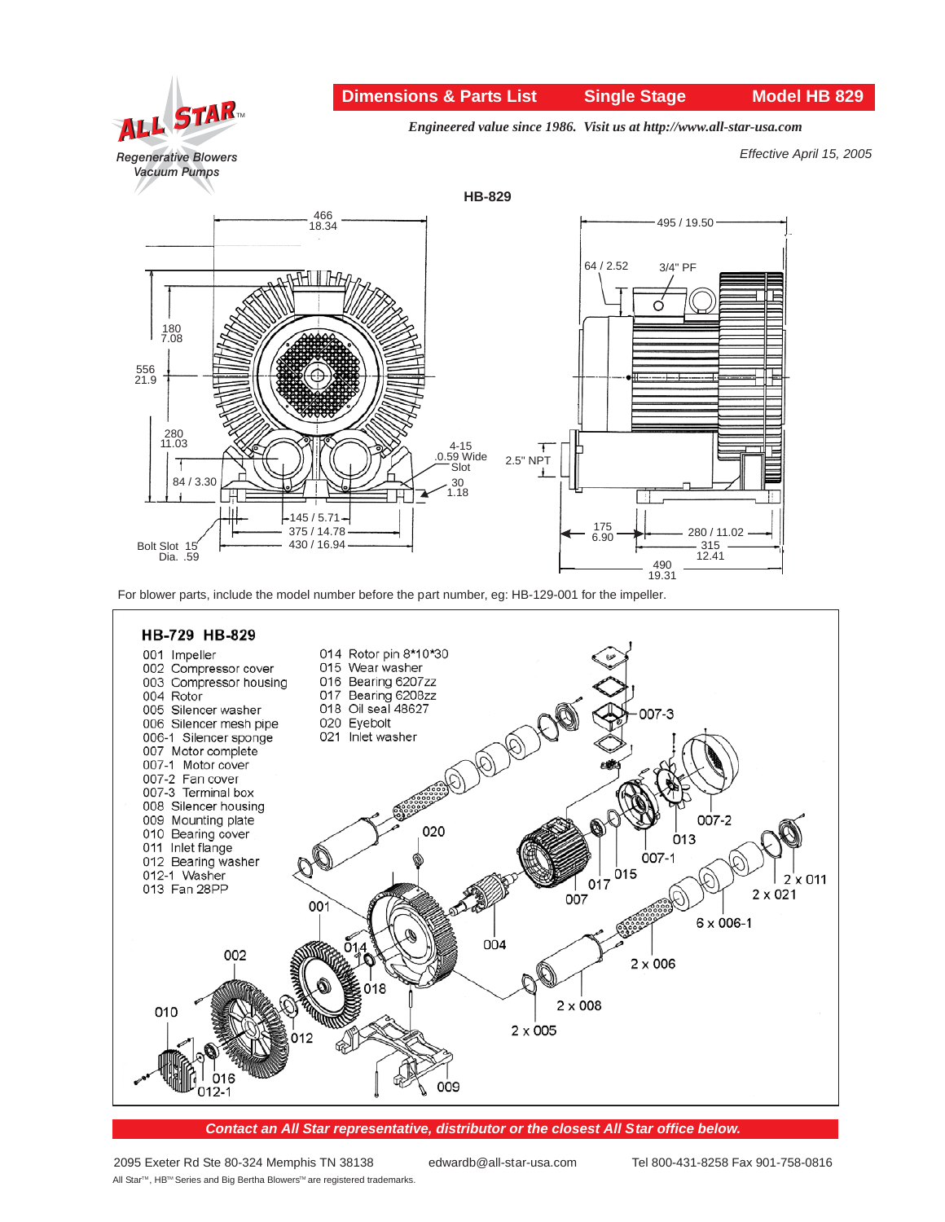Regenerative Blowers
Vacuum Pumps

## Dimensions & Parts List — Single Stage — Model HB 829

*Engineered value since 1986. Visit us at http://www.all-star-usa.com*

*Effective April 15, 2005*

### HB-829

466
18.34

495 / 19.50

64 / 2.52

3/4" PF

180
7.08

556
21.9

280
11.03

84 / 3.30

4-15
.0.59 Wide
Slot

30
1.18

2.5" NPT

145 / 5.71

375 / 14.78

430 / 16.94

Bolt Slot 15
Dia. .59

175
6.90

280 / 11.02

315
12.41

490
19.31

For blower parts, include the model number before the part number, eg: HB-129-001 for the impeller.

### HB-729 HB-829

- 001 Impeller
- 002 Compressor cover
- 003 Compressor housing
- 004 Rotor
- 005 Silencer washer
- 006 Silencer mesh pipe
- 006-1 Silencer sponge
- 007 Motor complete
- 007-1 Motor cover
- 007-2 Fan cover
- 007-3 Terminal box
- 008 Silencer housing
- 009 Mounting plate
- 010 Bearing cover
- 011 Inlet flange
- 012 Bearing washer
- 012-1 Washer
- 013 Fan 28PP
- 014 Rotor pin 8*10*30
- 015 Wear washer
- 016 Bearing 6207zz
- 017 Bearing 6208zz
- 018 Oil seal 48627
- 020 Eyebolt
- 021 Inlet washer

007-3, 007-2, 013, 007-1, 015, 017, 007, 2 x 011, 2 x 021, 6 x 006-1, 020, 001, 004, 2 x 006, 014, 018, 002, 2 x 008, 2 x 005, 010, 012, 016, 012-1, 009

***Contact an All Star representative, distributor or the closest All Star office below.***

2095 Exeter Rd Ste 80-324 Memphis TN 38138 edwardb@all-star-usa.com Tel 800-431-8258 Fax 901-758-0816

All Star™, HB™ Series and Big Bertha Blowers™ are registered trademarks.